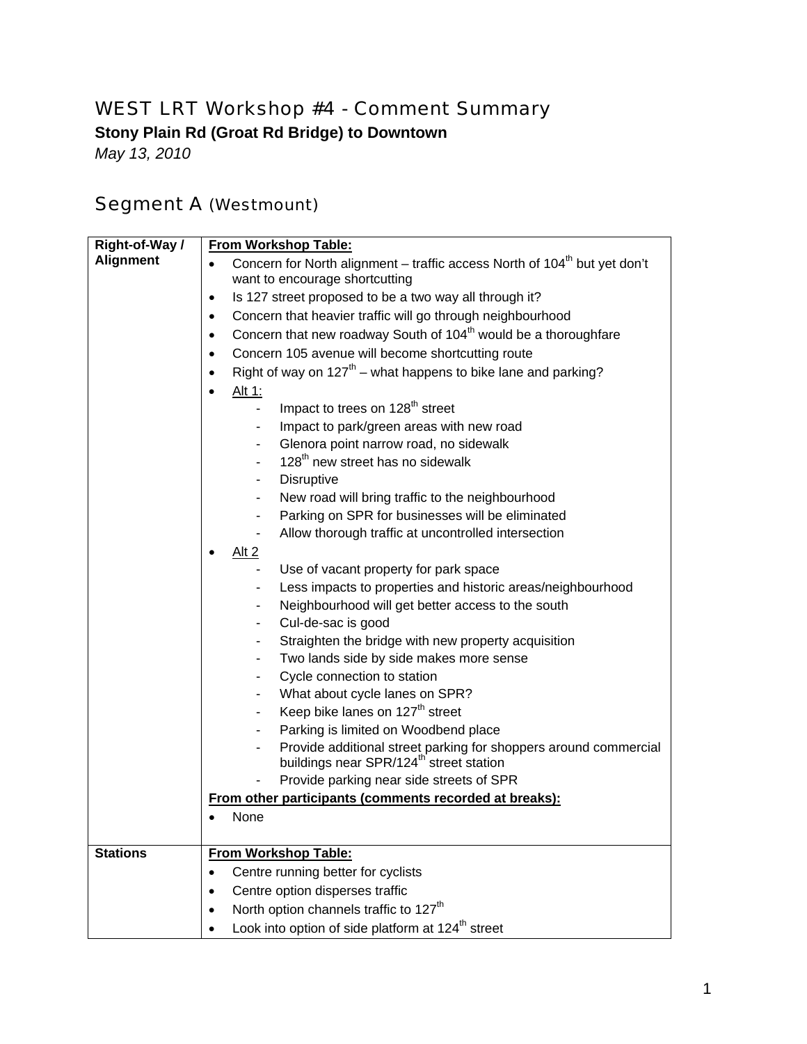# WEST LRT Workshop #4 - Comment Summary

## Stony Plain Rd (Groat Rd Bridge) to Downtown

*May 13, 2010*

## Segment A (Westmount)

| | |
|---|---|
| **Right-of-Way / Alignment** | **<u>From Workshop Table:</u>**<br>• Concern for North alignment – traffic access North of 104th but yet don't want to encourage shortcutting<br>• Is 127 street proposed to be a two way all through it?<br>• Concern that heavier traffic will go through neighbourhood<br>• Concern that new roadway South of 104th would be a thoroughfare<br>• Concern 105 avenue will become shortcutting route<br>• Right of way on 127th – what happens to bike lane and parking?<br>• <u>Alt 1:</u><br>  - Impact to trees on 128th street<br>  - Impact to park/green areas with new road<br>  - Glenora point narrow road, no sidewalk<br>  - 128th new street has no sidewalk<br>  - Disruptive<br>  - New road will bring traffic to the neighbourhood<br>  - Parking on SPR for businesses will be eliminated<br>  - Allow thorough traffic at uncontrolled intersection<br>• <u>Alt 2</u><br>  - Use of vacant property for park space<br>  - Less impacts to properties and historic areas/neighbourhood<br>  - Neighbourhood will get better access to the south<br>  - Cul-de-sac is good<br>  - Straighten the bridge with new property acquisition<br>  - Two lands side by side makes more sense<br>  - Cycle connection to station<br>  - What about cycle lanes on SPR?<br>  - Keep bike lanes on 127th street<br>  - Parking is limited on Woodbend place<br>  - Provide additional street parking for shoppers around commercial buildings near SPR/124th street station<br>  - Provide parking near side streets of SPR<br>**<u>From other participants (comments recorded at breaks):</u>**<br>• None |
| **Stations** | **<u>From Workshop Table:</u>**<br>• Centre running better for cyclists<br>• Centre option disperses traffic<br>• North option channels traffic to 127th<br>• Look into option of side platform at 124th street |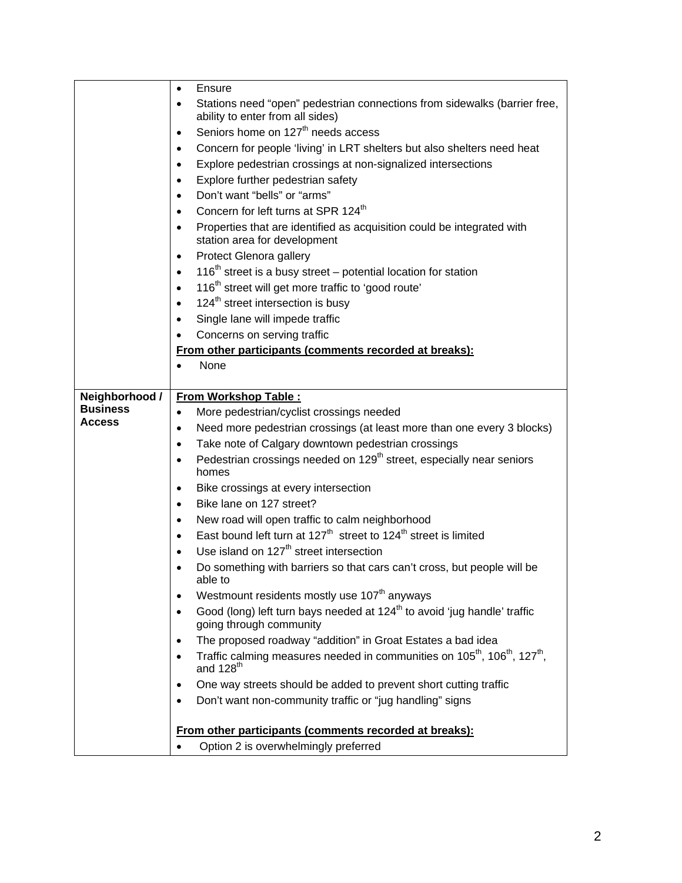| | |
|---|---|
| | • Ensure<br>• Stations need "open" pedestrian connections from sidewalks (barrier free, ability to enter from all sides)<br>• Seniors home on 127th needs access<br>• Concern for people 'living' in LRT shelters but also shelters need heat<br>• Explore pedestrian crossings at non-signalized intersections<br>• Explore further pedestrian safety<br>• Don't want "bells" or "arms"<br>• Concern for left turns at SPR 124th<br>• Properties that are identified as acquisition could be integrated with station area for development<br>• Protect Glenora gallery<br>• 116th street is a busy street – potential location for station<br>• 116th street will get more traffic to 'good route'<br>• 124th street intersection is busy<br>• Single lane will impede traffic<br>• Concerns on serving traffic<br>**From other participants (comments recorded at breaks):**<br>• None |
| **Neighborhood / Business Access** | **From Workshop Table :**<br>• More pedestrian/cyclist crossings needed<br>• Need more pedestrian crossings (at least more than one every 3 blocks)<br>• Take note of Calgary downtown pedestrian crossings<br>• Pedestrian crossings needed on 129th street, especially near seniors homes<br>• Bike crossings at every intersection<br>• Bike lane on 127 street?<br>• New road will open traffic to calm neighborhood<br>• East bound left turn at 127th street to 124th street is limited<br>• Use island on 127th street intersection<br>• Do something with barriers so that cars can't cross, but people will be able to<br>• Westmount residents mostly use 107th anyways<br>• Good (long) left turn bays needed at 124th to avoid 'jug handle' traffic going through community<br>• The proposed roadway "addition" in Groat Estates a bad idea<br>• Traffic calming measures needed in communities on 105th, 106th, 127th, and 128th<br>• One way streets should be added to prevent short cutting traffic<br>• Don't want non-community traffic or "jug handling" signs<br><br>**From other participants (comments recorded at breaks):**<br>• Option 2 is overwhelmingly preferred |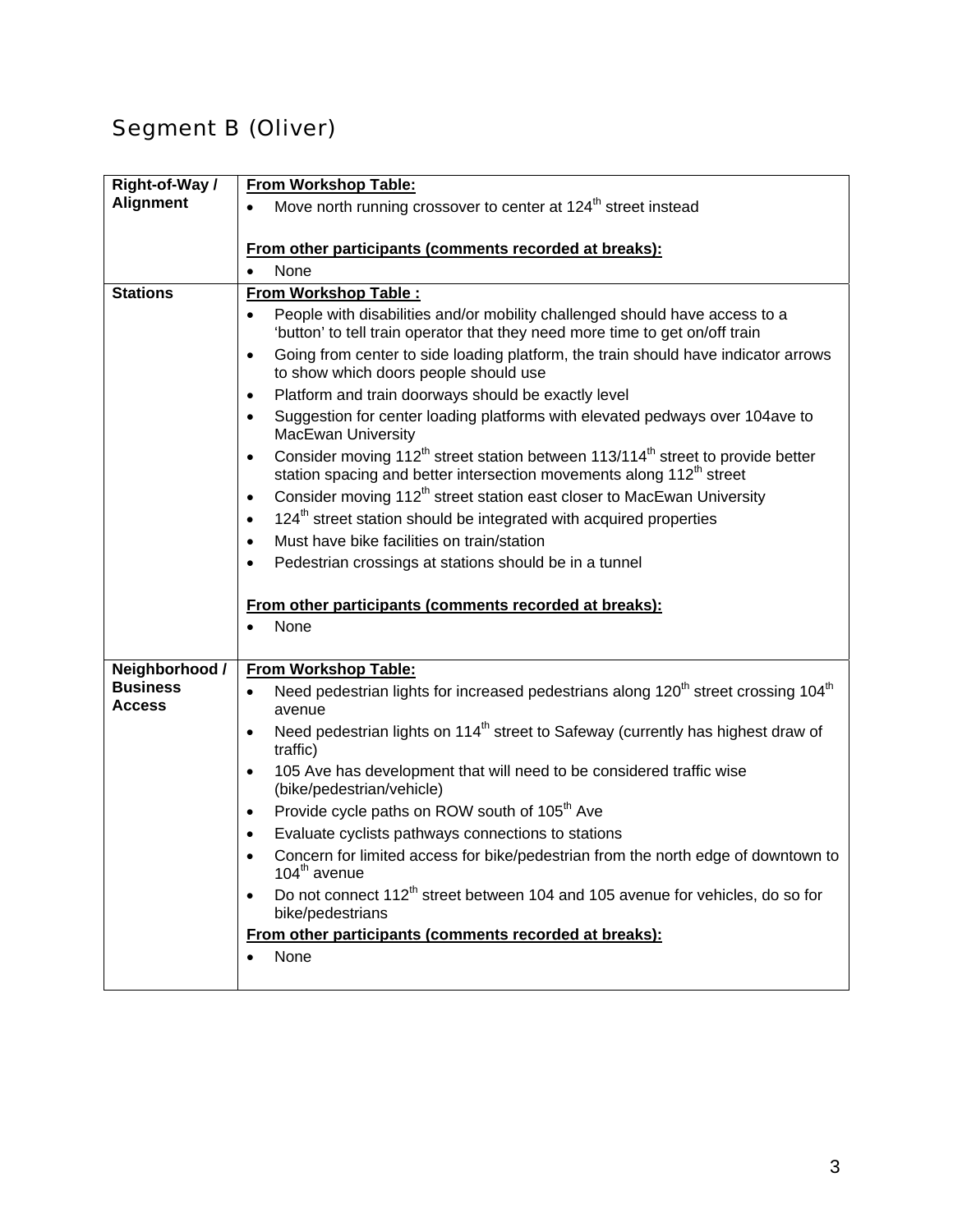## Segment B (Oliver)

| | |
|---|---|
| **Right-of-Way / Alignment** | **From Workshop Table:**<br>• Move north running crossover to center at 124th street instead<br><br>**From other participants (comments recorded at breaks):**<br>• None |
| **Stations** | **From Workshop Table :**<br>• People with disabilities and/or mobility challenged should have access to a 'button' to tell train operator that they need more time to get on/off train<br>• Going from center to side loading platform, the train should have indicator arrows to show which doors people should use<br>• Platform and train doorways should be exactly level<br>• Suggestion for center loading platforms with elevated pedways over 104ave to MacEwan University<br>• Consider moving 112th street station between 113/114th street to provide better station spacing and better intersection movements along 112th street<br>• Consider moving 112th street station east closer to MacEwan University<br>• 124th street station should be integrated with acquired properties<br>• Must have bike facilities on train/station<br>• Pedestrian crossings at stations should be in a tunnel<br><br>**From other participants (comments recorded at breaks):**<br>• None |
| **Neighborhood / Business Access** | **From Workshop Table:**<br>• Need pedestrian lights for increased pedestrians along 120th street crossing 104th avenue<br>• Need pedestrian lights on 114th street to Safeway (currently has highest draw of traffic)<br>• 105 Ave has development that will need to be considered traffic wise (bike/pedestrian/vehicle)<br>• Provide cycle paths on ROW south of 105th Ave<br>• Evaluate cyclists pathways connections to stations<br>• Concern for limited access for bike/pedestrian from the north edge of downtown to 104th avenue<br>• Do not connect 112th street between 104 and 105 avenue for vehicles, do so for bike/pedestrians<br>**From other participants (comments recorded at breaks):**<br>• None |